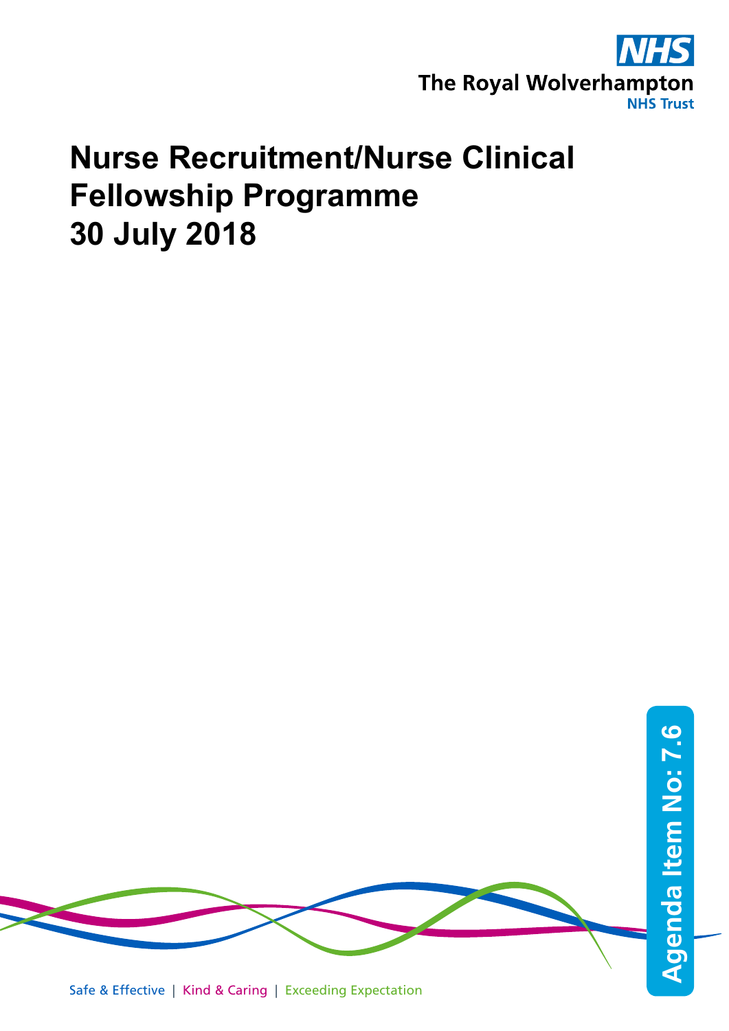The Royal Wolverhampton NHS Trust

# Nurse Recruitment/Nurse Clinical Fellowship Programme 30 July 2018

Agenda Item No: 7.6

Safe & Effective | Kind & Caring | Exceeding Expectation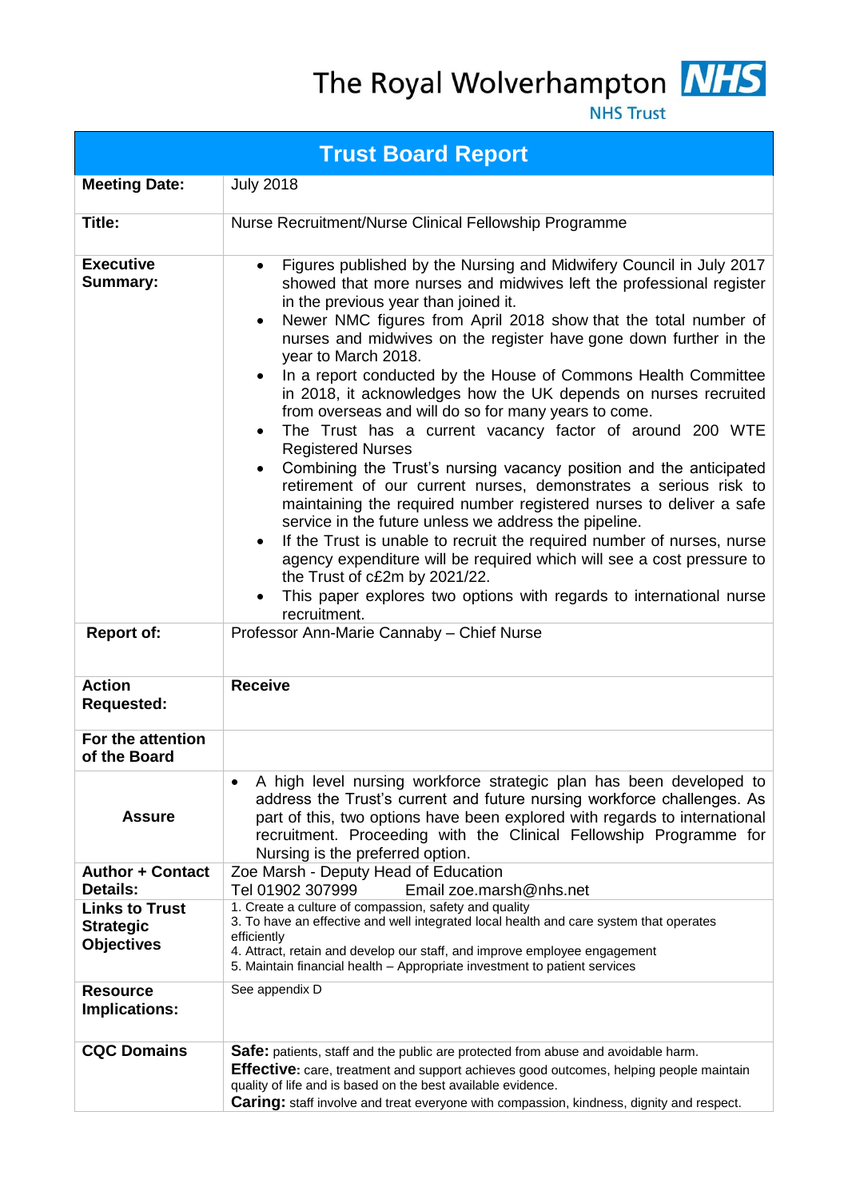The Royal Wolverhampton **NHS**
NHS Trust

| Trust Board Report | |
|---|---|
| **Meeting Date:** | July 2018 |
| **Title:** | Nurse Recruitment/Nurse Clinical Fellowship Programme |
| **Executive Summary:** | • Figures published by the Nursing and Midwifery Council in July 2017 showed that more nurses and midwives left the professional register in the previous year than joined it.<br>• Newer NMC figures from April 2018 show that the total number of nurses and midwives on the register have gone down further in the year to March 2018.<br>• In a report conducted by the House of Commons Health Committee in 2018, it acknowledges how the UK depends on nurses recruited from overseas and will do so for many years to come.<br>• The Trust has a current vacancy factor of around 200 WTE Registered Nurses<br>• Combining the Trust's nursing vacancy position and the anticipated retirement of our current nurses, demonstrates a serious risk to maintaining the required number registered nurses to deliver a safe service in the future unless we address the pipeline.<br>• If the Trust is unable to recruit the required number of nurses, nurse agency expenditure will be required which will see a cost pressure to the Trust of c£2m by 2021/22.<br>• This paper explores two options with regards to international nurse recruitment. |
| **Report of:** | Professor Ann-Marie Cannaby – Chief Nurse |
| **Action Requested:** | **Receive** |
| **For the attention of the Board** | |
| **Assure** | • A high level nursing workforce strategic plan has been developed to address the Trust's current and future nursing workforce challenges. As part of this, two options have been explored with regards to international recruitment. Proceeding with the Clinical Fellowship Programme for Nursing is the preferred option. |
| **Author + Contact Details:** | Zoe Marsh - Deputy Head of Education<br>Tel 01902 307999 Email zoe.marsh@nhs.net |
| **Links to Trust Strategic Objectives** | 1. Create a culture of compassion, safety and quality<br>3. To have an effective and well integrated local health and care system that operates efficiently<br>4. Attract, retain and develop our staff, and improve employee engagement<br>5. Maintain financial health – Appropriate investment to patient services |
| **Resource Implications:** | See appendix D |
| **CQC Domains** | **Safe:** patients, staff and the public are protected from abuse and avoidable harm.<br>**Effective:** care, treatment and support achieves good outcomes, helping people maintain quality of life and is based on the best available evidence.<br>**Caring:** staff involve and treat everyone with compassion, kindness, dignity and respect. |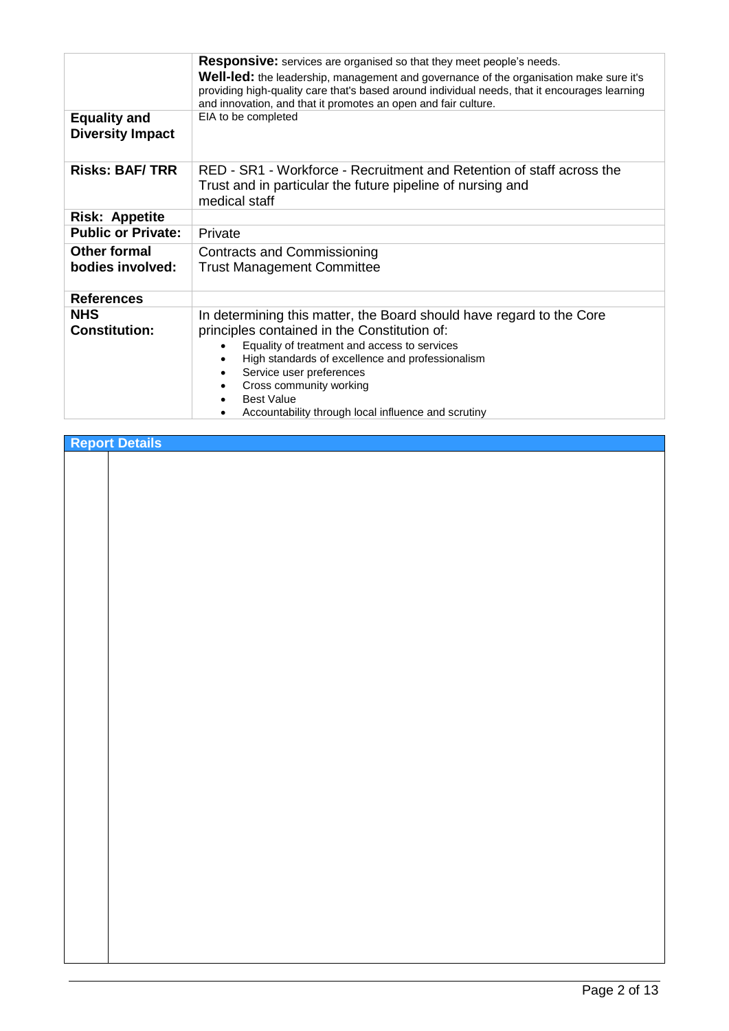| | |
|---|---|
| | **Responsive:** services are organised so that they meet people's needs.<br>**Well-led:** the leadership, management and governance of the organisation make sure it's providing high-quality care that's based around individual needs, that it encourages learning and innovation, and that it promotes an open and fair culture. |
| **Equality and Diversity Impact** | EIA to be completed |
| **Risks: BAF/ TRR** | RED - SR1 - Workforce - Recruitment and Retention of staff across the Trust and in particular the future pipeline of nursing and medical staff |
| **Risk: Appetite** | |
| **Public or Private:** | Private |
| **Other formal bodies involved:** | Contracts and Commissioning<br>Trust Management Committee |
| **References** | |
| **NHS Constitution:** | In determining this matter, the Board should have regard to the Core principles contained in the Constitution of:<br>• Equality of treatment and access to services<br>• High standards of excellence and professionalism<br>• Service user preferences<br>• Cross community working<br>• Best Value<br>• Accountability through local influence and scrutiny |

| Report Details | |
|---|---|
| | |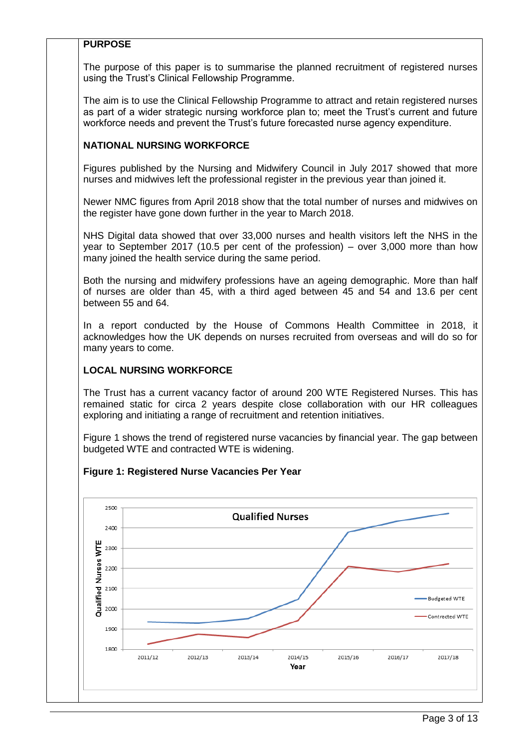**PURPOSE**

The purpose of this paper is to summarise the planned recruitment of registered nurses using the Trust's Clinical Fellowship Programme.

The aim is to use the Clinical Fellowship Programme to attract and retain registered nurses as part of a wider strategic nursing workforce plan to; meet the Trust's current and future workforce needs and prevent the Trust's future forecasted nurse agency expenditure.

**NATIONAL NURSING WORKFORCE**

Figures published by the Nursing and Midwifery Council in July 2017 showed that more nurses and midwives left the professional register in the previous year than joined it.

Newer NMC figures from April 2018 show that the total number of nurses and midwives on the register have gone down further in the year to March 2018.

NHS Digital data showed that over 33,000 nurses and health visitors left the NHS in the year to September 2017 (10.5 per cent of the profession) – over 3,000 more than how many joined the health service during the same period.

Both the nursing and midwifery professions have an ageing demographic. More than half of nurses are older than 45, with a third aged between 45 and 54 and 13.6 per cent between 55 and 64.

In a report conducted by the House of Commons Health Committee in 2018, it acknowledges how the UK depends on nurses recruited from overseas and will do so for many years to come.

**LOCAL NURSING WORKFORCE**

The Trust has a current vacancy factor of around 200 WTE Registered Nurses. This has remained static for circa 2 years despite close collaboration with our HR colleagues exploring and initiating a range of recruitment and retention initiatives.

Figure 1 shows the trend of registered nurse vacancies by financial year. The gap between budgeted WTE and contracted WTE is widening.

**Figure 1: Registered Nurse Vacancies Per Year**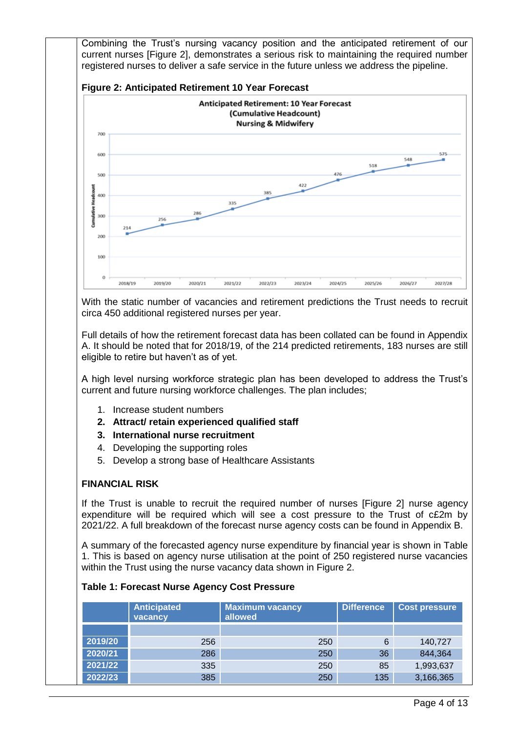Combining the Trust's nursing vacancy position and the anticipated retirement of our current nurses [Figure 2], demonstrates a serious risk to maintaining the required number registered nurses to deliver a safe service in the future unless we address the pipeline.

**Figure 2: Anticipated Retirement 10 Year Forecast**

With the static number of vacancies and retirement predictions the Trust needs to recruit circa 450 additional registered nurses per year.

Full details of how the retirement forecast data has been collated can be found in Appendix A. It should be noted that for 2018/19, of the 214 predicted retirements, 183 nurses are still eligible to retire but haven't as of yet.

A high level nursing workforce strategic plan has been developed to address the Trust's current and future nursing workforce challenges. The plan includes;

1. Increase student numbers
2. **Attract/ retain experienced qualified staff**
3. **International nurse recruitment**
4. Developing the supporting roles
5. Develop a strong base of Healthcare Assistants

**FINANCIAL RISK**

If the Trust is unable to recruit the required number of nurses [Figure 2] nurse agency expenditure will be required which will see a cost pressure to the Trust of c£2m by 2021/22. A full breakdown of the forecast nurse agency costs can be found in Appendix B.

A summary of the forecasted agency nurse expenditure by financial year is shown in Table 1. This is based on agency nurse utilisation at the point of 250 registered nurse vacancies within the Trust using the nurse vacancy data shown in Figure 2.

**Table 1: Forecast Nurse Agency Cost Pressure**

| | Anticipated vacancy | Maximum vacancy allowed | Difference | Cost pressure |
|---|---|---|---|---|
| | | | | |
| 2019/20 | 256 | 250 | 6 | 140,727 |
| 2020/21 | 286 | 250 | 36 | 844,364 |
| 2021/22 | 335 | 250 | 85 | 1,993,637 |
| 2022/23 | 385 | 250 | 135 | 3,166,365 |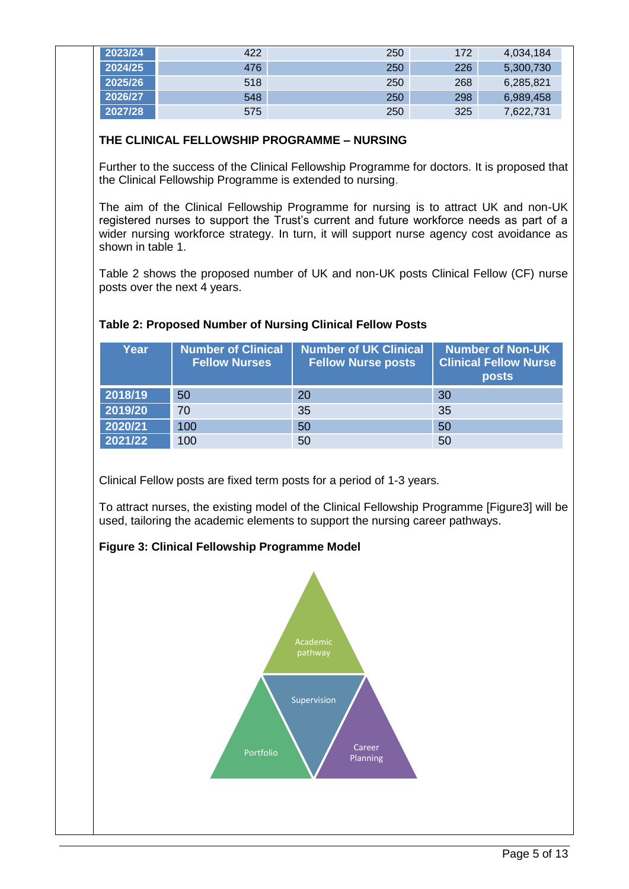| | | | | |
|---|---|---|---|---|
| 2023/24 | 422 | 250 | 172 | 4,034,184 |
| 2024/25 | 476 | 250 | 226 | 5,300,730 |
| 2025/26 | 518 | 250 | 268 | 6,285,821 |
| 2026/27 | 548 | 250 | 298 | 6,989,458 |
| 2027/28 | 575 | 250 | 325 | 7,622,731 |

**THE CLINICAL FELLOWSHIP PROGRAMME – NURSING**

Further to the success of the Clinical Fellowship Programme for doctors. It is proposed that the Clinical Fellowship Programme is extended to nursing.

The aim of the Clinical Fellowship Programme for nursing is to attract UK and non-UK registered nurses to support the Trust's current and future workforce needs as part of a wider nursing workforce strategy. In turn, it will support nurse agency cost avoidance as shown in table 1.

Table 2 shows the proposed number of UK and non-UK posts Clinical Fellow (CF) nurse posts over the next 4 years.

**Table 2: Proposed Number of Nursing Clinical Fellow Posts**

| Year | Number of Clinical Fellow Nurses | Number of UK Clinical Fellow Nurse posts | Number of Non-UK Clinical Fellow Nurse posts |
|---|---|---|---|
| 2018/19 | 50 | 20 | 30 |
| 2019/20 | 70 | 35 | 35 |
| 2020/21 | 100 | 50 | 50 |
| 2021/22 | 100 | 50 | 50 |

Clinical Fellow posts are fixed term posts for a period of 1-3 years.

To attract nurses, the existing model of the Clinical Fellowship Programme [Figure3] will be used, tailoring the academic elements to support the nursing career pathways.

**Figure 3: Clinical Fellowship Programme Model**

Academic pathway

Supervision

Portfolio

Career Planning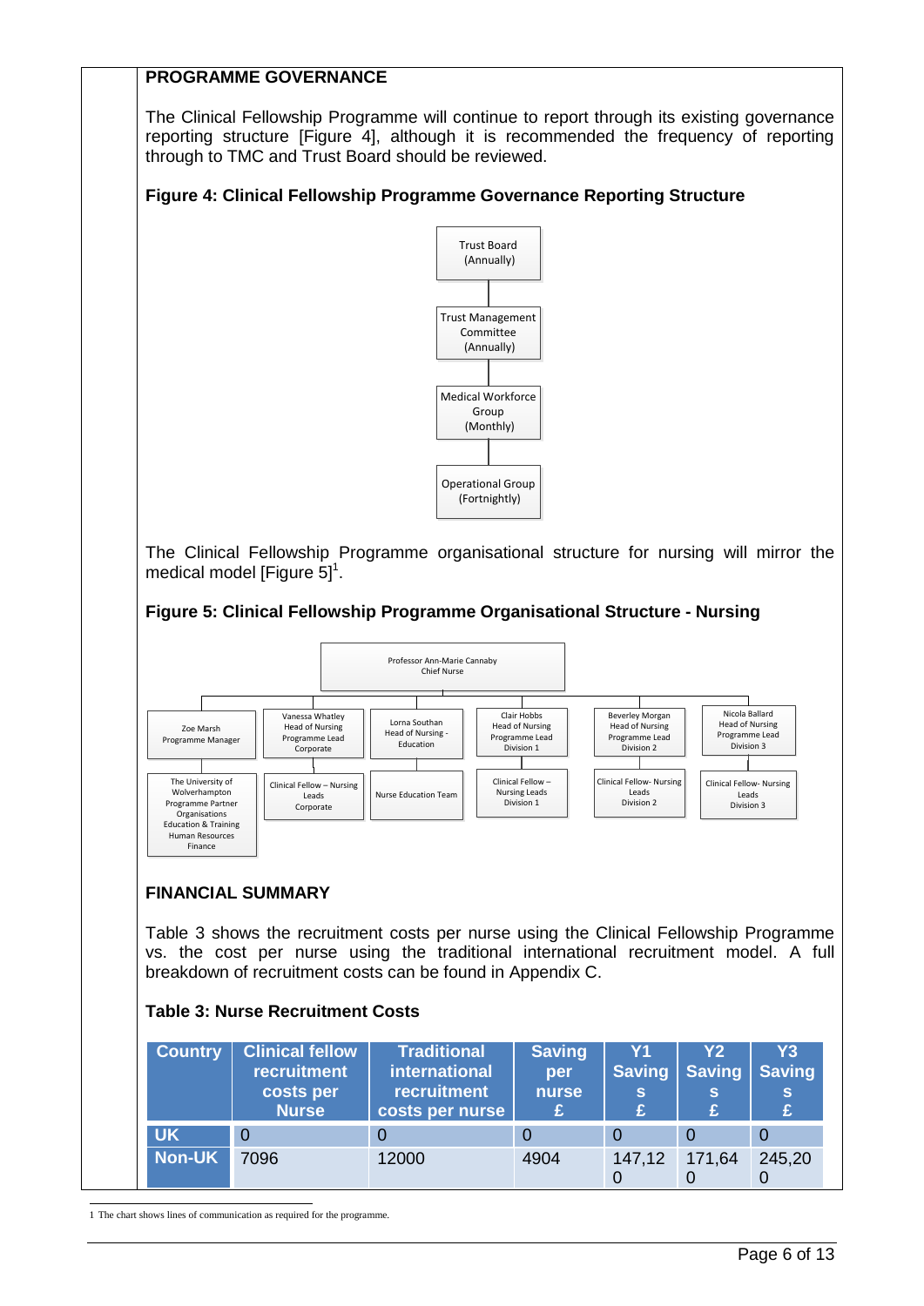## PROGRAMME GOVERNANCE

The Clinical Fellowship Programme will continue to report through its existing governance reporting structure [Figure 4], although it is recommended the frequency of reporting through to TMC and Trust Board should be reviewed.

### Figure 4: Clinical Fellowship Programme Governance Reporting Structure

Trust Board (Annually)

Trust Management Committee (Annually)

Medical Workforce Group (Monthly)

Operational Group (Fortnightly)

The Clinical Fellowship Programme organisational structure for nursing will mirror the medical model [Figure 5][1].

### Figure 5: Clinical Fellowship Programme Organisational Structure - Nursing

Professor Ann-Marie Cannaby
Chief Nurse

- Zoe Marsh, Programme Manager
  - The University of Wolverhampton, Programme Partner Organisations, Education & Training, Human Resources, Finance
- Vanessa Whatley, Head of Nursing, Programme Lead, Corporate
  - Clinical Fellow – Nursing Leads, Corporate
- Lorna Southan, Head of Nursing - Education
  - Nurse Education Team
- Clair Hobbs, Head of Nursing, Programme Lead, Division 1
  - Clinical Fellow – Nursing Leads, Division 1
- Beverley Morgan, Head of Nursing, Programme Lead, Division 2
  - Clinical Fellow- Nursing Leads, Division 2
- Nicola Ballard, Head of Nursing, Programme Lead, Division 3
  - Clinical Fellow- Nursing Leads, Division 3

## FINANCIAL SUMMARY

Table 3 shows the recruitment costs per nurse using the Clinical Fellowship Programme vs. the cost per nurse using the traditional international recruitment model. A full breakdown of recruitment costs can be found in Appendix C.

### Table 3: Nurse Recruitment Costs

| Country | Clinical fellow recruitment costs per Nurse | Traditional international recruitment costs per nurse | Saving per nurse £ | Y1 Savings £ | Y2 Savings £ | Y3 Savings £ |
|---|---|---|---|---|---|---|
| UK | 0 | 0 | 0 | 0 | 0 | 0 |
| Non-UK | 7096 | 12000 | 4904 | 147,120 | 171,640 | 245,200 |

[1] The chart shows lines of communication as required for the programme.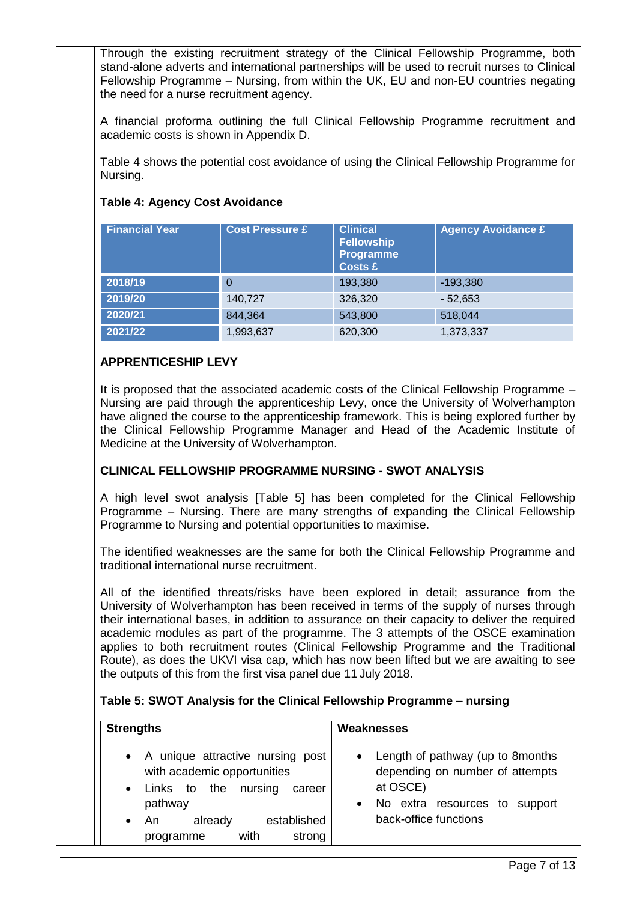Through the existing recruitment strategy of the Clinical Fellowship Programme, both stand-alone adverts and international partnerships will be used to recruit nurses to Clinical Fellowship Programme – Nursing, from within the UK, EU and non-EU countries negating the need for a nurse recruitment agency.

A financial proforma outlining the full Clinical Fellowship Programme recruitment and academic costs is shown in Appendix D.

Table 4 shows the potential cost avoidance of using the Clinical Fellowship Programme for Nursing.

**Table 4: Agency Cost Avoidance**

| Financial Year | Cost Pressure £ | Clinical Fellowship Programme Costs £ | Agency Avoidance £ |
|---|---|---|---|
| 2018/19 | 0 | 193,380 | -193,380 |
| 2019/20 | 140,727 | 326,320 | - 52,653 |
| 2020/21 | 844,364 | 543,800 | 518,044 |
| 2021/22 | 1,993,637 | 620,300 | 1,373,337 |

**APPRENTICESHIP LEVY**

It is proposed that the associated academic costs of the Clinical Fellowship Programme – Nursing are paid through the apprenticeship Levy, once the University of Wolverhampton have aligned the course to the apprenticeship framework. This is being explored further by the Clinical Fellowship Programme Manager and Head of the Academic Institute of Medicine at the University of Wolverhampton.

**CLINICAL FELLOWSHIP PROGRAMME NURSING - SWOT ANALYSIS**

A high level swot analysis [Table 5] has been completed for the Clinical Fellowship Programme – Nursing. There are many strengths of expanding the Clinical Fellowship Programme to Nursing and potential opportunities to maximise.

The identified weaknesses are the same for both the Clinical Fellowship Programme and traditional international nurse recruitment.

All of the identified threats/risks have been explored in detail; assurance from the University of Wolverhampton has been received in terms of the supply of nurses through their international bases, in addition to assurance on their capacity to deliver the required academic modules as part of the programme. The 3 attempts of the OSCE examination applies to both recruitment routes (Clinical Fellowship Programme and the Traditional Route), as does the UKVI visa cap, which has now been lifted but we are awaiting to see the outputs of this from the first visa panel due 11 July 2018.

**Table 5: SWOT Analysis for the Clinical Fellowship Programme – nursing**

| Strengths | Weaknesses |
|---|---|
| • A unique attractive nursing post with academic opportunities<br>• Links to the nursing career pathway<br>• An already established programme with strong | • Length of pathway (up to 8months depending on number of attempts at OSCE)<br>• No extra resources to support back-office functions |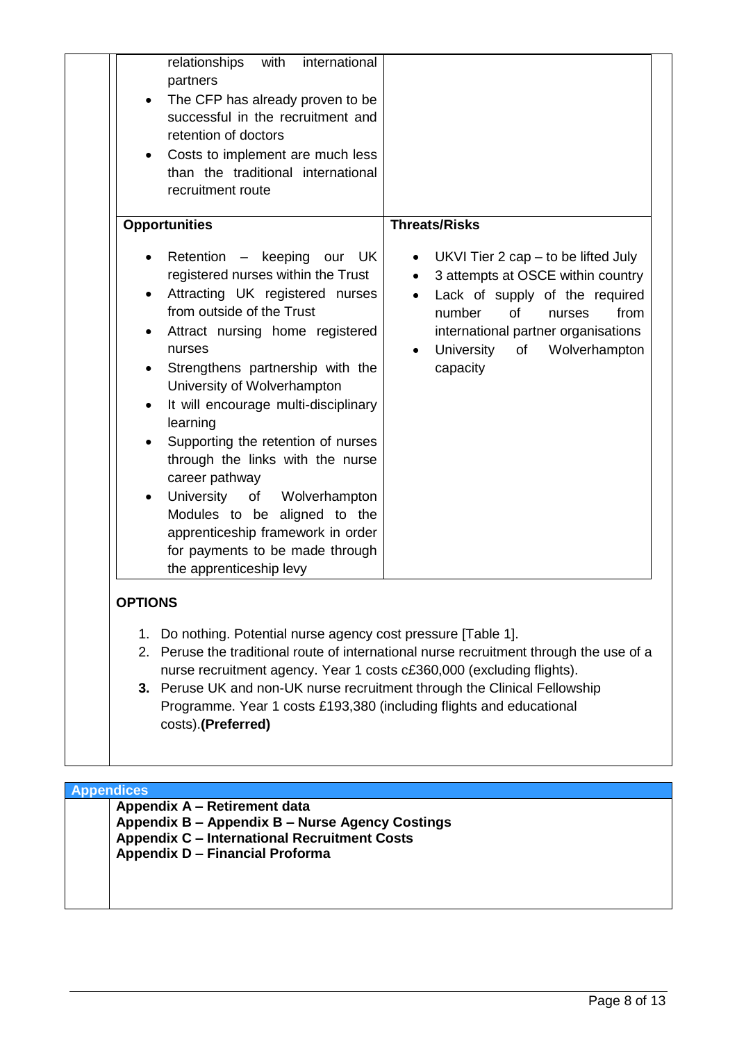| | |
|---|---|
| - relationships with international partners<br>- The CFP has already proven to be successful in the recruitment and retention of doctors<br>- Costs to implement are much less than the traditional international recruitment route | |
| **Opportunities** | **Threats/Risks** |
| - Retention – keeping our UK registered nurses within the Trust<br>- Attracting UK registered nurses from outside of the Trust<br>- Attract nursing home registered nurses<br>- Strengthens partnership with the University of Wolverhampton<br>- It will encourage multi-disciplinary learning<br>- Supporting the retention of nurses through the links with the nurse career pathway<br>- University of Wolverhampton Modules to be aligned to the apprenticeship framework in order for payments to be made through the apprenticeship levy | - UKVI Tier 2 cap – to be lifted July<br>- 3 attempts at OSCE within country<br>- Lack of supply of the required number of nurses from international partner organisations<br>- University of Wolverhampton capacity |

**OPTIONS**

1. Do nothing. Potential nurse agency cost pressure [Table 1].
2. Peruse the traditional route of international nurse recruitment through the use of a nurse recruitment agency. Year 1 costs c£360,000 (excluding flights).
3. Peruse UK and non-UK nurse recruitment through the Clinical Fellowship Programme. Year 1 costs £193,380 (including flights and educational costs).**(Preferred)**

**Appendices**

**Appendix A – Retirement data**
**Appendix B – Appendix B – Nurse Agency Costings**
**Appendix C – International Recruitment Costs**
**Appendix D – Financial Proforma**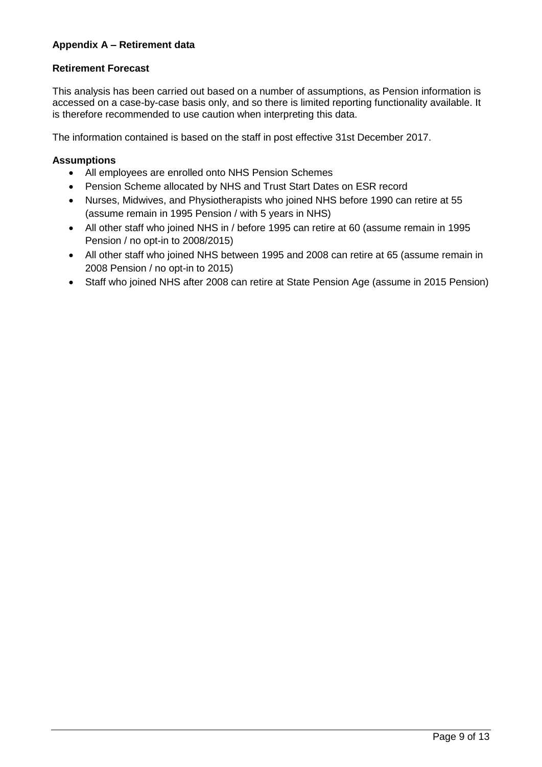## Appendix A – Retirement data

### Retirement Forecast

This analysis has been carried out based on a number of assumptions, as Pension information is accessed on a case-by-case basis only, and so there is limited reporting functionality available. It is therefore recommended to use caution when interpreting this data.

The information contained is based on the staff in post effective 31st December 2017.

### Assumptions

- All employees are enrolled onto NHS Pension Schemes
- Pension Scheme allocated by NHS and Trust Start Dates on ESR record
- Nurses, Midwives, and Physiotherapists who joined NHS before 1990 can retire at 55 (assume remain in 1995 Pension / with 5 years in NHS)
- All other staff who joined NHS in / before 1995 can retire at 60 (assume remain in 1995 Pension / no opt-in to 2008/2015)
- All other staff who joined NHS between 1995 and 2008 can retire at 65 (assume remain in 2008 Pension / no opt-in to 2015)
- Staff who joined NHS after 2008 can retire at State Pension Age (assume in 2015 Pension)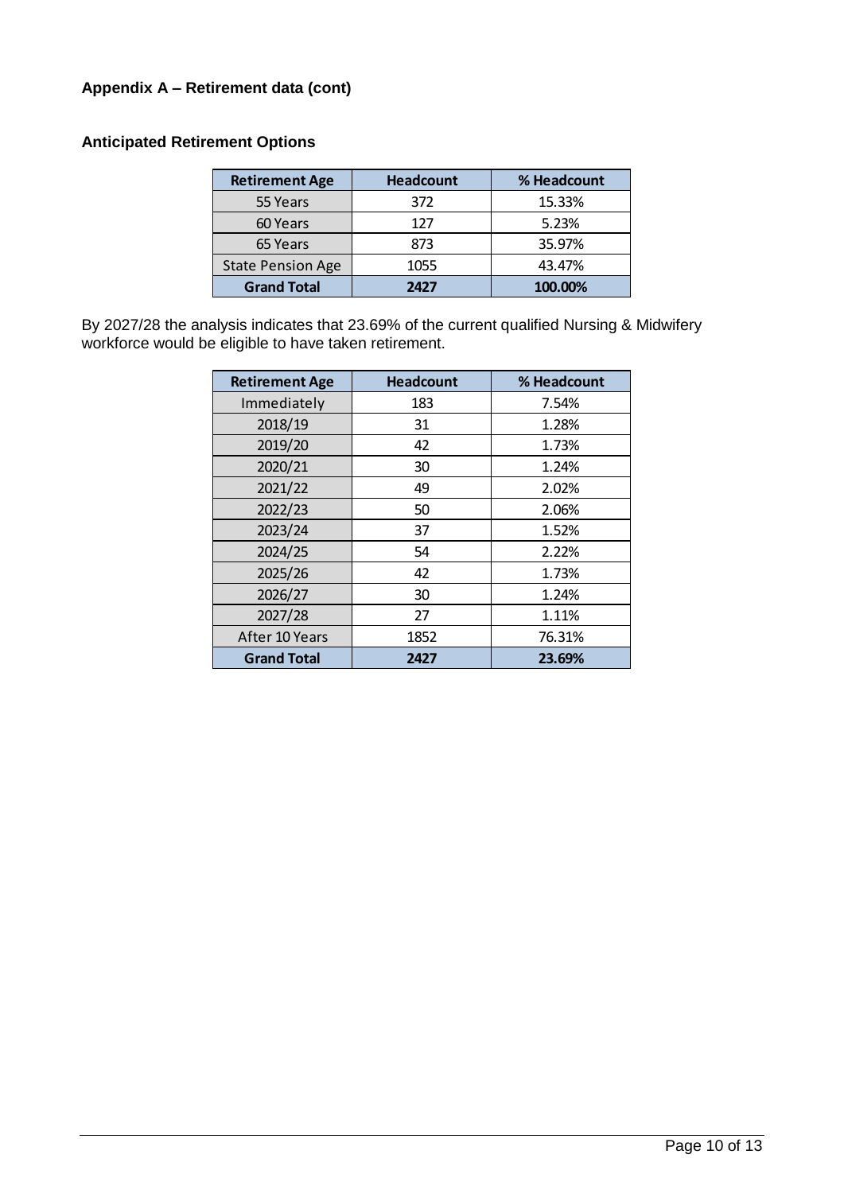**Appendix A – Retirement data (cont)**

**Anticipated Retirement Options**

| Retirement Age | Headcount | % Headcount |
|---|---|---|
| 55 Years | 372 | 15.33% |
| 60 Years | 127 | 5.23% |
| 65 Years | 873 | 35.97% |
| State Pension Age | 1055 | 43.47% |
| **Grand Total** | **2427** | **100.00%** |

By 2027/28 the analysis indicates that 23.69% of the current qualified Nursing & Midwifery workforce would be eligible to have taken retirement.

| Retirement Age | Headcount | % Headcount |
|---|---|---|
| Immediately | 183 | 7.54% |
| 2018/19 | 31 | 1.28% |
| 2019/20 | 42 | 1.73% |
| 2020/21 | 30 | 1.24% |
| 2021/22 | 49 | 2.02% |
| 2022/23 | 50 | 2.06% |
| 2023/24 | 37 | 1.52% |
| 2024/25 | 54 | 2.22% |
| 2025/26 | 42 | 1.73% |
| 2026/27 | 30 | 1.24% |
| 2027/28 | 27 | 1.11% |
| After 10 Years | 1852 | 76.31% |
| **Grand Total** | **2427** | **23.69%** |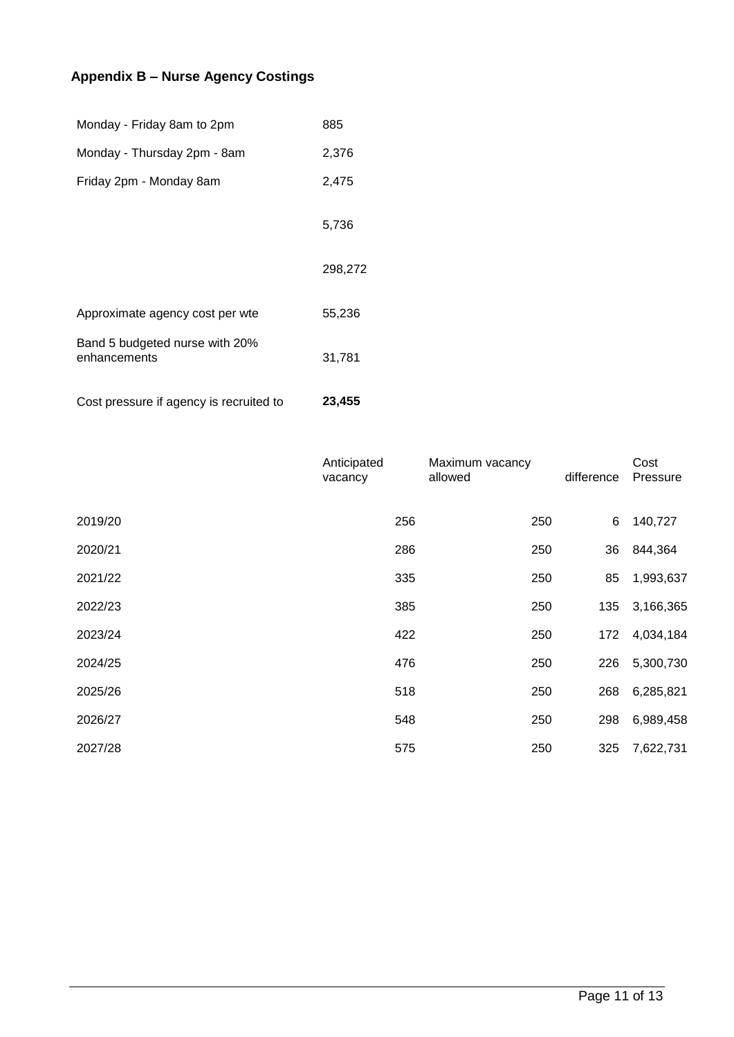## Appendix B – Nurse Agency Costings

| | |
|---|---|
| Monday - Friday 8am to 2pm | 885 |
| Monday - Thursday 2pm - 8am | 2,376 |
| Friday 2pm - Monday 8am | 2,475 |
| | 5,736 |
| | 298,272 |
| Approximate agency cost per wte | 55,236 |
| Band 5 budgeted nurse with 20% enhancements | 31,781 |
| Cost pressure if agency is recruited to | **23,455** |

| | Anticipated vacancy | Maximum vacancy allowed | difference | Cost Pressure |
|---|---|---|---|---|
| 2019/20 | 256 | 250 | 6 | 140,727 |
| 2020/21 | 286 | 250 | 36 | 844,364 |
| 2021/22 | 335 | 250 | 85 | 1,993,637 |
| 2022/23 | 385 | 250 | 135 | 3,166,365 |
| 2023/24 | 422 | 250 | 172 | 4,034,184 |
| 2024/25 | 476 | 250 | 226 | 5,300,730 |
| 2025/26 | 518 | 250 | 268 | 6,285,821 |
| 2026/27 | 548 | 250 | 298 | 6,989,458 |
| 2027/28 | 575 | 250 | 325 | 7,622,731 |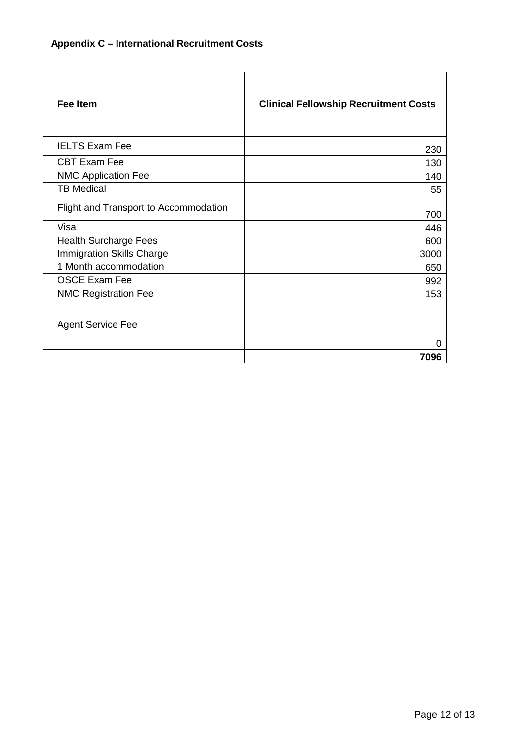**Appendix C – International Recruitment Costs**

| Fee Item | Clinical Fellowship Recruitment Costs |
|---|---|
| IELTS Exam Fee | 230 |
| CBT Exam Fee | 130 |
| NMC Application Fee | 140 |
| TB Medical | 55 |
| Flight and Transport to Accommodation | 700 |
| Visa | 446 |
| Health Surcharge Fees | 600 |
| Immigration Skills Charge | 3000 |
| 1 Month accommodation | 650 |
| OSCE Exam Fee | 992 |
| NMC Registration Fee | 153 |
| Agent Service Fee | 0 |
| | **7096** |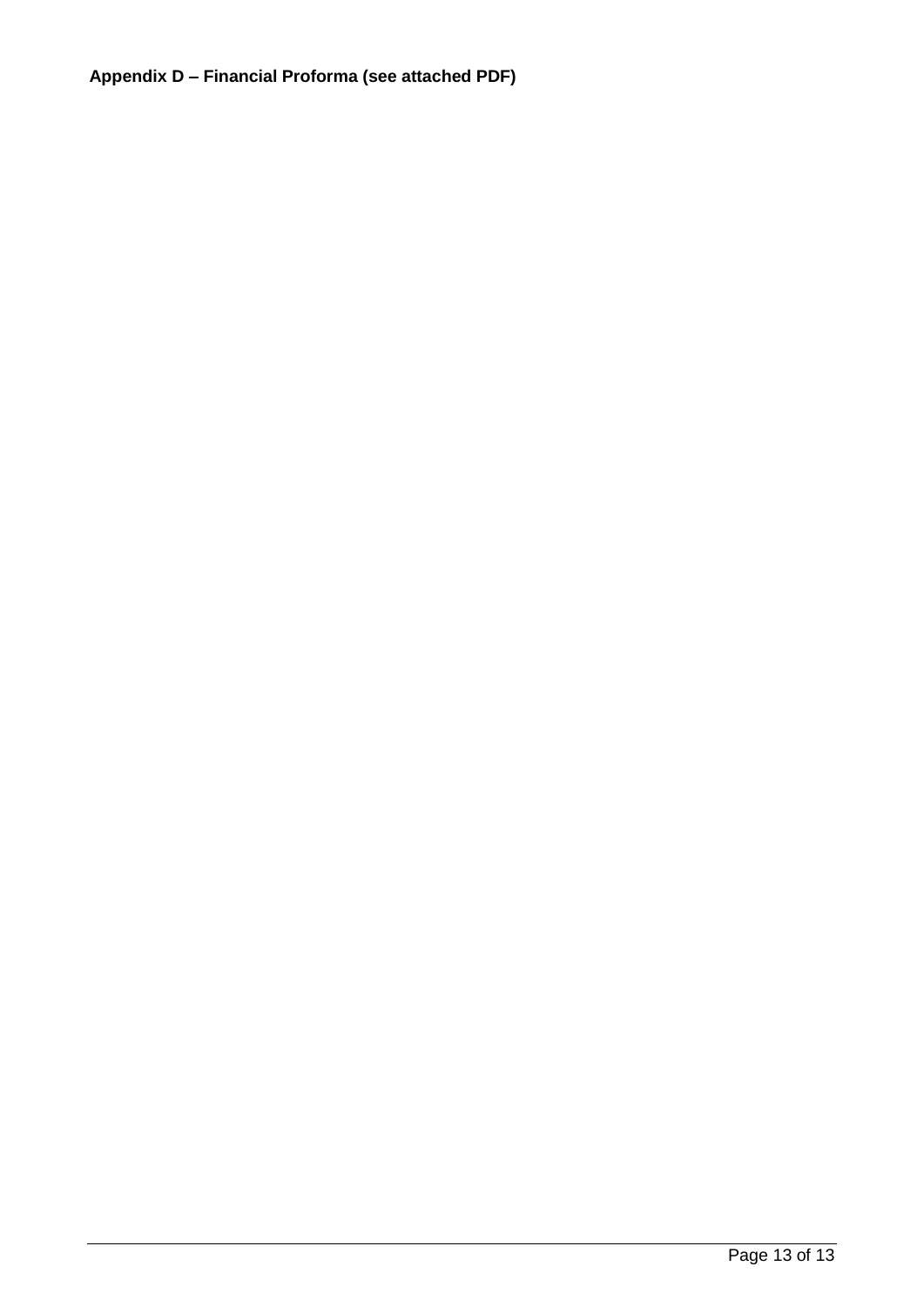**Appendix D – Financial Proforma (see attached PDF)**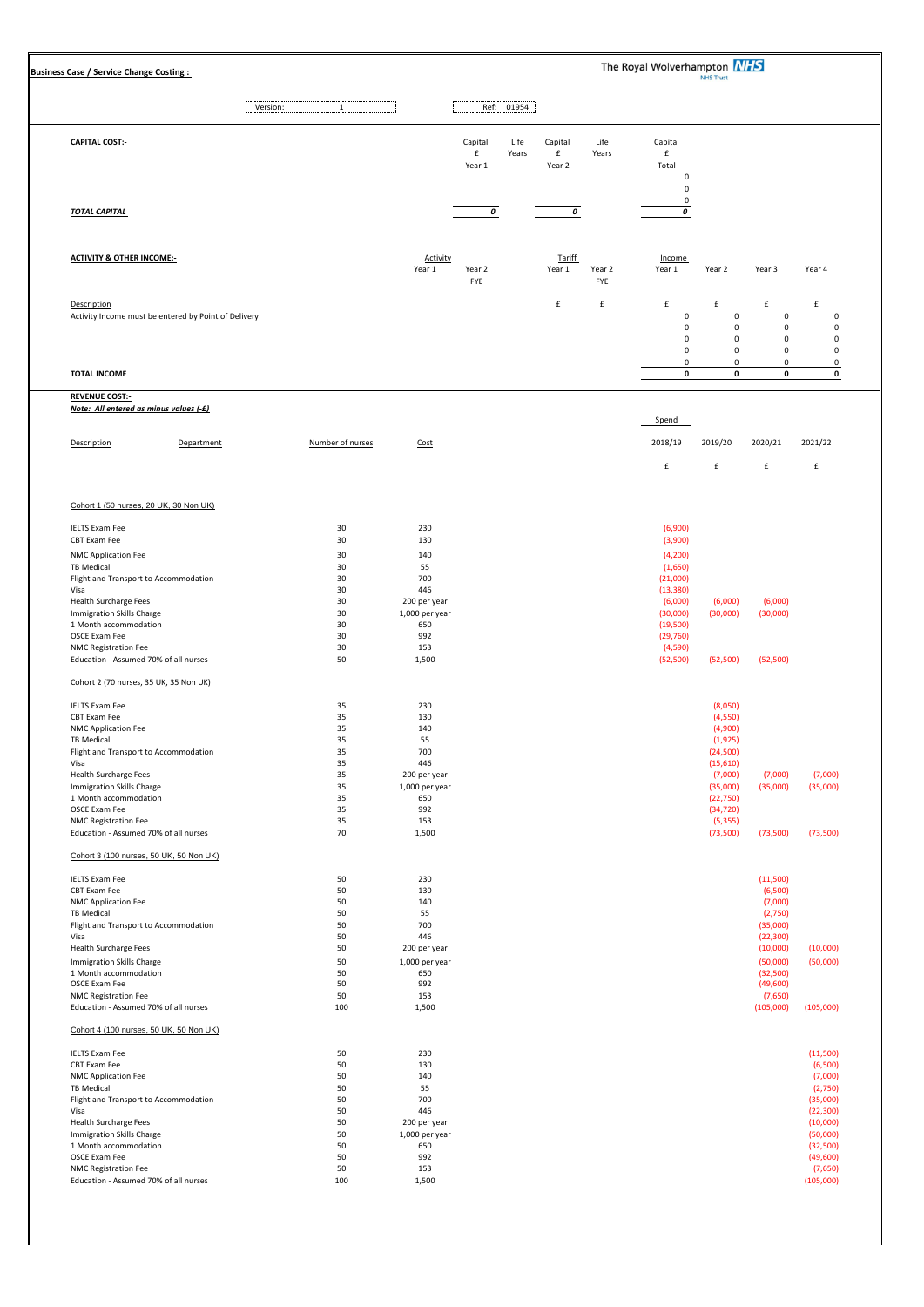**Business Case / Service Change Costing :**

The Royal Wolverhampton NHS Trust

Version: 1 &nbsp;&nbsp;&nbsp;&nbsp; Ref: 01954

**CAPITAL COST:-**

| | Capital £ Year 1 | Life Years | Capital £ Year 2 | Life Years | Capital £ Total |
|---|---|---|---|---|---|
| | | | | | 0 |
| | | | | | 0 |
| | | | | | 0 |
| ***TOTAL CAPITAL*** | ***0*** | | ***0*** | | ***0*** |

**ACTIVITY & OTHER INCOME:-**

| Description | Activity Year 1 | Year 2 FYE | Tariff Year 1 | Year 2 FYE | Income Year 1 | Year 2 | Year 3 | Year 4 |
|---|---|---|---|---|---|---|---|---|
| | | | £ | £ | £ | £ | £ | £ |
| Activity Income must be entered by Point of Delivery | | | | | 0 | 0 | 0 | 0 |
| | | | | | 0 | 0 | 0 | 0 |
| | | | | | 0 | 0 | 0 | 0 |
| | | | | | 0 | 0 | 0 | 0 |
| | | | | | 0 | 0 | 0 | 0 |
| **TOTAL INCOME** | | | | | **0** | **0** | **0** | **0** |

**REVENUE COST:-**

***Note: All entered as minus values (-£)***

| Description | Department | Number of nurses | Cost | Spend 2018/19 | 2019/20 | 2020/21 | 2021/22 |
|---|---|---|---|---|---|---|---|
| | | | | £ | £ | £ | £ |
| Cohort 1 (50 nurses, 20 UK, 30 Non UK) | | | | | | | |
| IELTS Exam Fee | | 30 | 230 | (6,900) | | | |
| CBT Exam Fee | | 30 | 130 | (3,900) | | | |
| NMC Application Fee | | 30 | 140 | (4,200) | | | |
| TB Medical | | 30 | 55 | (1,650) | | | |
| Flight and Transport to Accommodation | | 30 | 700 | (21,000) | | | |
| Visa | | 30 | 446 | (13,380) | | | |
| Health Surcharge Fees | | 30 | 200 per year | (6,000) | (6,000) | (6,000) | |
| Immigration Skills Charge | | 30 | 1,000 per year | (30,000) | (30,000) | (30,000) | |
| 1 Month accommodation | | 30 | 650 | (19,500) | | | |
| OSCE Exam Fee | | 30 | 992 | (29,760) | | | |
| NMC Registration Fee | | 30 | 153 | (4,590) | | | |
| Education - Assumed 70% of all nurses | | 50 | 1,500 | (52,500) | (52,500) | (52,500) | |
| Cohort 2 (70 nurses, 35 UK, 35 Non UK) | | | | | | | |
| IELTS Exam Fee | | 35 | 230 | | (8,050) | | |
| CBT Exam Fee | | 35 | 130 | | (4,550) | | |
| NMC Application Fee | | 35 | 140 | | (4,900) | | |
| TB Medical | | 35 | 55 | | (1,925) | | |
| Flight and Transport to Accommodation | | 35 | 700 | | (24,500) | | |
| Visa | | 35 | 446 | | (15,610) | | |
| Health Surcharge Fees | | 35 | 200 per year | | (7,000) | (7,000) | (7,000) |
| Immigration Skills Charge | | 35 | 1,000 per year | | (35,000) | (35,000) | (35,000) |
| 1 Month accommodation | | 35 | 650 | | (22,750) | | |
| OSCE Exam Fee | | 35 | 992 | | (34,720) | | |
| NMC Registration Fee | | 35 | 153 | | (5,355) | | |
| Education - Assumed 70% of all nurses | | 70 | 1,500 | | (73,500) | (73,500) | (73,500) |
| Cohort 3 (100 nurses, 50 UK, 50 Non UK) | | | | | | | |
| IELTS Exam Fee | | 50 | 230 | | | (11,500) | |
| CBT Exam Fee | | 50 | 130 | | | (6,500) | |
| NMC Application Fee | | 50 | 140 | | | (7,000) | |
| TB Medical | | 50 | 55 | | | (2,750) | |
| Flight and Transport to Accommodation | | 50 | 700 | | | (35,000) | |
| Visa | | 50 | 446 | | | (22,300) | |
| Health Surcharge Fees | | 50 | 200 per year | | | (10,000) | (10,000) |
| Immigration Skills Charge | | 50 | 1,000 per year | | | (50,000) | (50,000) |
| 1 Month accommodation | | 50 | 650 | | | (32,500) | |
| OSCE Exam Fee | | 50 | 992 | | | (49,600) | |
| NMC Registration Fee | | 50 | 153 | | | (7,650) | |
| Education - Assumed 70% of all nurses | | 100 | 1,500 | | | (105,000) | (105,000) |
| Cohort 4 (100 nurses, 50 UK, 50 Non UK) | | | | | | | |
| IELTS Exam Fee | | 50 | 230 | | | | (11,500) |
| CBT Exam Fee | | 50 | 130 | | | | (6,500) |
| NMC Application Fee | | 50 | 140 | | | | (7,000) |
| TB Medical | | 50 | 55 | | | | (2,750) |
| Flight and Transport to Accommodation | | 50 | 700 | | | | (35,000) |
| Visa | | 50 | 446 | | | | (22,300) |
| Health Surcharge Fees | | 50 | 200 per year | | | | (10,000) |
| Immigration Skills Charge | | 50 | 1,000 per year | | | | (50,000) |
| 1 Month accommodation | | 50 | 650 | | | | (32,500) |
| OSCE Exam Fee | | 50 | 992 | | | | (49,600) |
| NMC Registration Fee | | 50 | 153 | | | | (7,650) |
| Education - Assumed 70% of all nurses | | 100 | 1,500 | | | | (105,000) |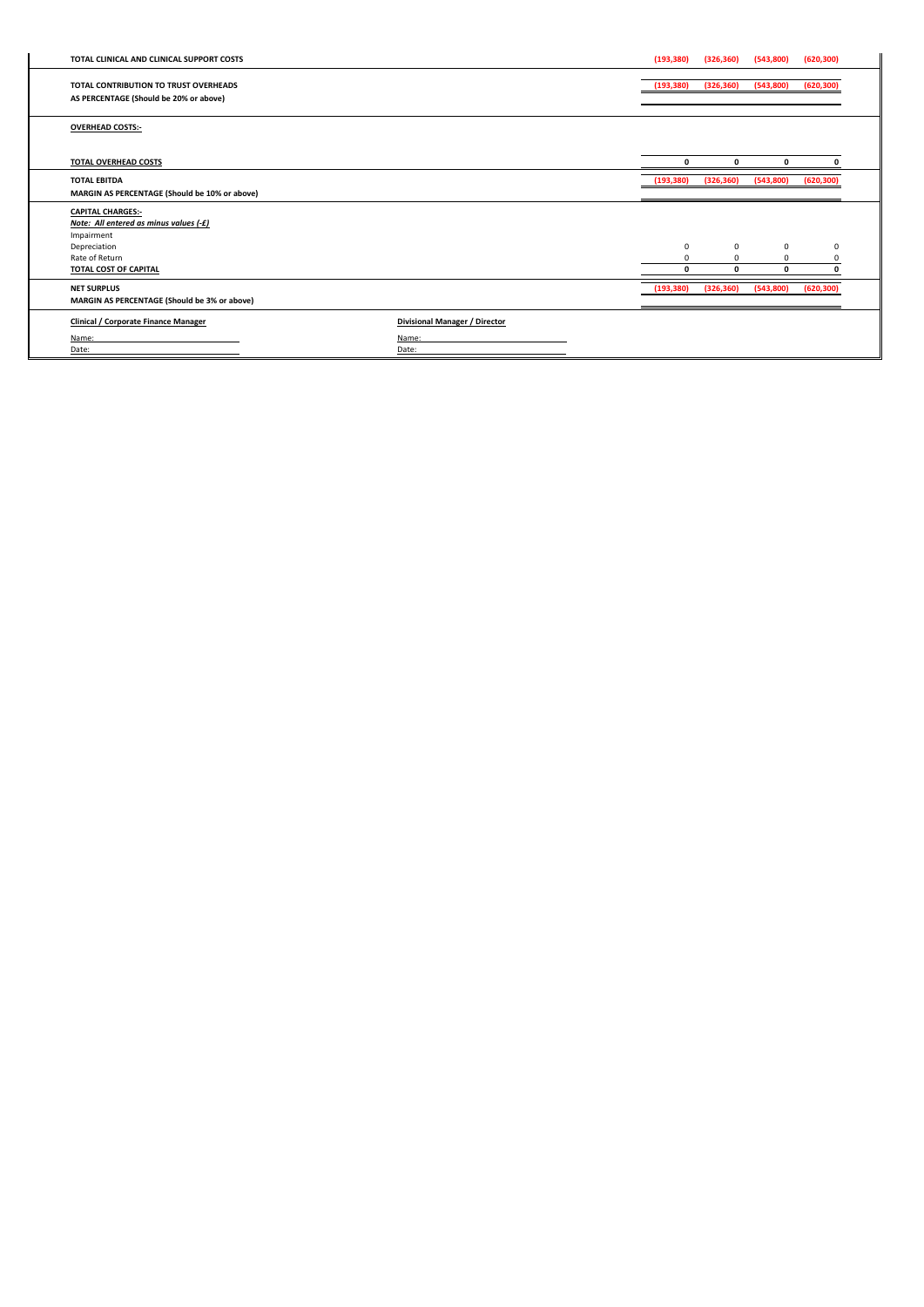| | | | | |
|---|---|---|---|---|
| **TOTAL CLINICAL AND CLINICAL SUPPORT COSTS** | **(193,380)** | **(326,360)** | **(543,800)** | **(620,300)** |
| **TOTAL CONTRIBUTION TO TRUST OVERHEADS** | **(193,380)** | **(326,360)** | **(543,800)** | **(620,300)** |
| **AS PERCENTAGE (Should be 20% or above)** | | | | |
| **OVERHEAD COSTS:-** | | | | |
| **TOTAL OVERHEAD COSTS** | **0** | **0** | **0** | **0** |
| **TOTAL EBITDA** | **(193,380)** | **(326,360)** | **(543,800)** | **(620,300)** |
| **MARGIN AS PERCENTAGE (Should be 10% or above)** | | | | |
| **CAPITAL CHARGES:-** | | | | |
| ***Note: All entered as minus values (-£)*** | | | | |
| Impairment | | | | |
| Depreciation | 0 | 0 | 0 | 0 |
| Rate of Return | 0 | 0 | 0 | 0 |
| **TOTAL COST OF CAPITAL** | **0** | **0** | **0** | **0** |
| **NET SURPLUS** | **(193,380)** | **(326,360)** | **(543,800)** | **(620,300)** |
| **MARGIN AS PERCENTAGE (Should be 3% or above)** | | | | |

| **Clinical / Corporate Finance Manager** | **Divisional Manager / Director** |
|---|---|
| Name: | Name: |
| Date: | Date: |